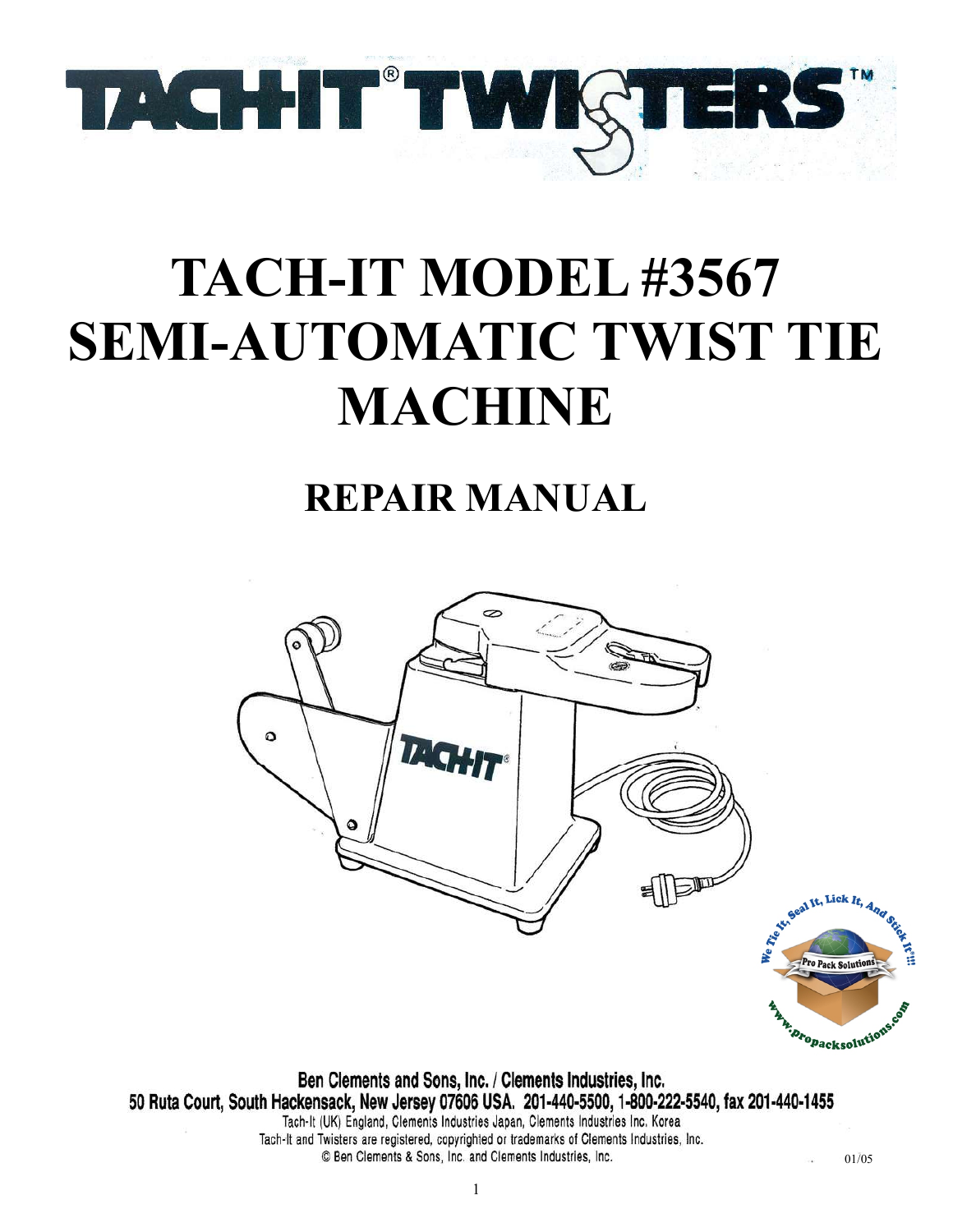TACH-IT® TWISTERS™

# TACH-IT MODEL #3567 SEMI-AUTOMATIC TWIST TIE MACHINE

## REPAIR MANUAL

Ben Clements and Sons, Inc. / Clements Industries, Inc.
50 Ruta Court, South Hackensack, New Jersey 07606 USA. 201-440-5500, 1-800-222-5540, fax 201-440-1455
Tach-It (UK) England, Clements Industries Japan, Clements Industries Inc. Korea
Tach-It and Twisters are registered, copyrighted or trademarks of Clements Industries, Inc.
© Ben Clements & Sons, Inc. and Clements Industries, Inc.

01/05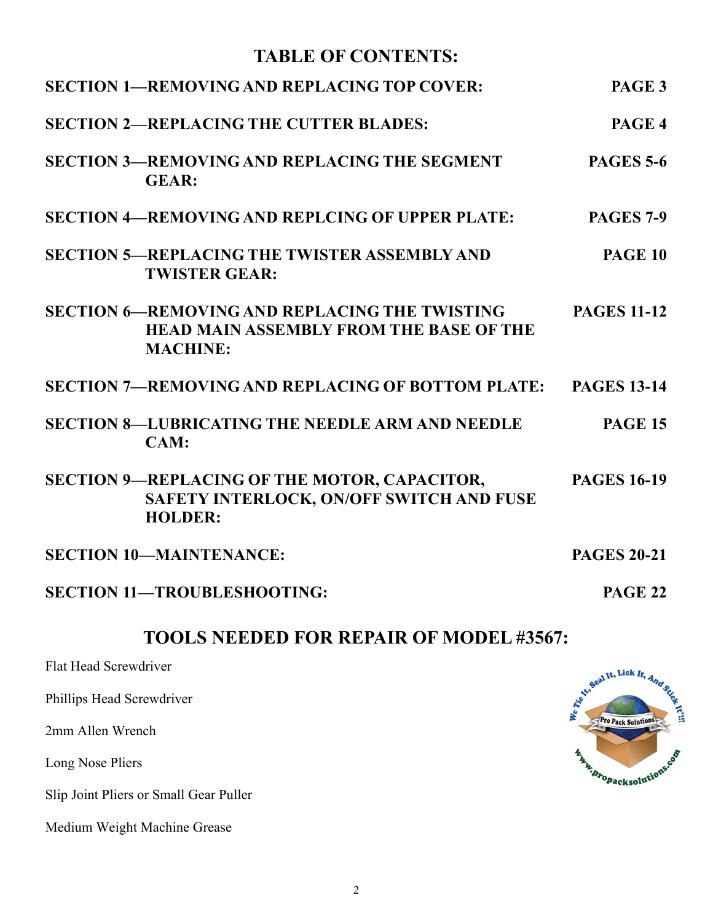# TABLE OF CONTENTS:

| Section | Page |
| --- | --- |
| **SECTION 1—REMOVING AND REPLACING TOP COVER:** | **PAGE 3** |
| **SECTION 2—REPLACING THE CUTTER BLADES:** | **PAGE 4** |
| **SECTION 3—REMOVING AND REPLACING THE SEGMENT GEAR:** | **PAGES 5-6** |
| **SECTION 4—REMOVING AND REPLCING OF UPPER PLATE:** | **PAGES 7-9** |
| **SECTION 5—REPLACING THE TWISTER ASSEMBLY AND TWISTER GEAR:** | **PAGE 10** |
| **SECTION 6—REMOVING AND REPLACING THE TWISTING HEAD MAIN ASSEMBLY FROM THE BASE OF THE MACHINE:** | **PAGES 11-12** |
| **SECTION 7—REMOVING AND REPLACING OF BOTTOM PLATE:** | **PAGES 13-14** |
| **SECTION 8—LUBRICATING THE NEEDLE ARM AND NEEDLE CAM:** | **PAGE 15** |
| **SECTION 9—REPLACING OF THE MOTOR, CAPACITOR, SAFETY INTERLOCK, ON/OFF SWITCH AND FUSE HOLDER:** | **PAGES 16-19** |
| **SECTION 10—MAINTENANCE:** | **PAGES 20-21** |
| **SECTION 11—TROUBLESHOOTING:** | **PAGE 22** |

## TOOLS NEEDED FOR REPAIR OF MODEL #3567:

Flat Head Screwdriver

Phillips Head Screwdriver

2mm Allen Wrench

Long Nose Pliers

Slip Joint Pliers or Small Gear Puller

Medium Weight Machine Grease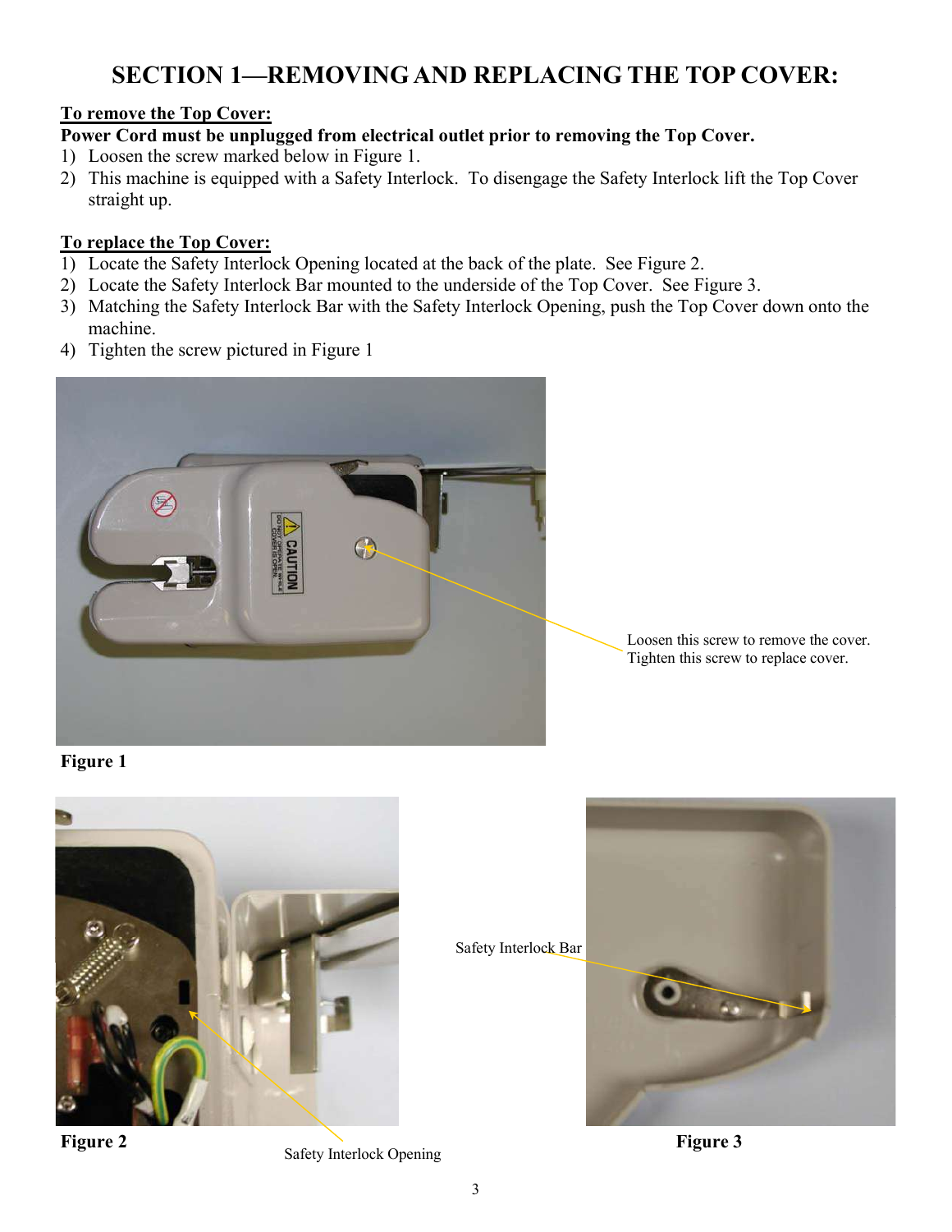# SECTION 1—REMOVING AND REPLACING THE TOP COVER:

**To remove the Top Cover:**

**Power Cord must be unplugged from electrical outlet prior to removing the Top Cover.**

1) Loosen the screw marked below in Figure 1.
2) This machine is equipped with a Safety Interlock. To disengage the Safety Interlock lift the Top Cover straight up.

**To replace the Top Cover:**

1) Locate the Safety Interlock Opening located at the back of the plate. See Figure 2.
2) Locate the Safety Interlock Bar mounted to the underside of the Top Cover. See Figure 3.
3) Matching the Safety Interlock Bar with the Safety Interlock Opening, push the Top Cover down onto the machine.
4) Tighten the screw pictured in Figure 1

Loosen this screw to remove the cover.
Tighten this screw to replace cover.

**Figure 1**

Safety Interlock Bar

**Figure 2**

Safety Interlock Opening

**Figure 3**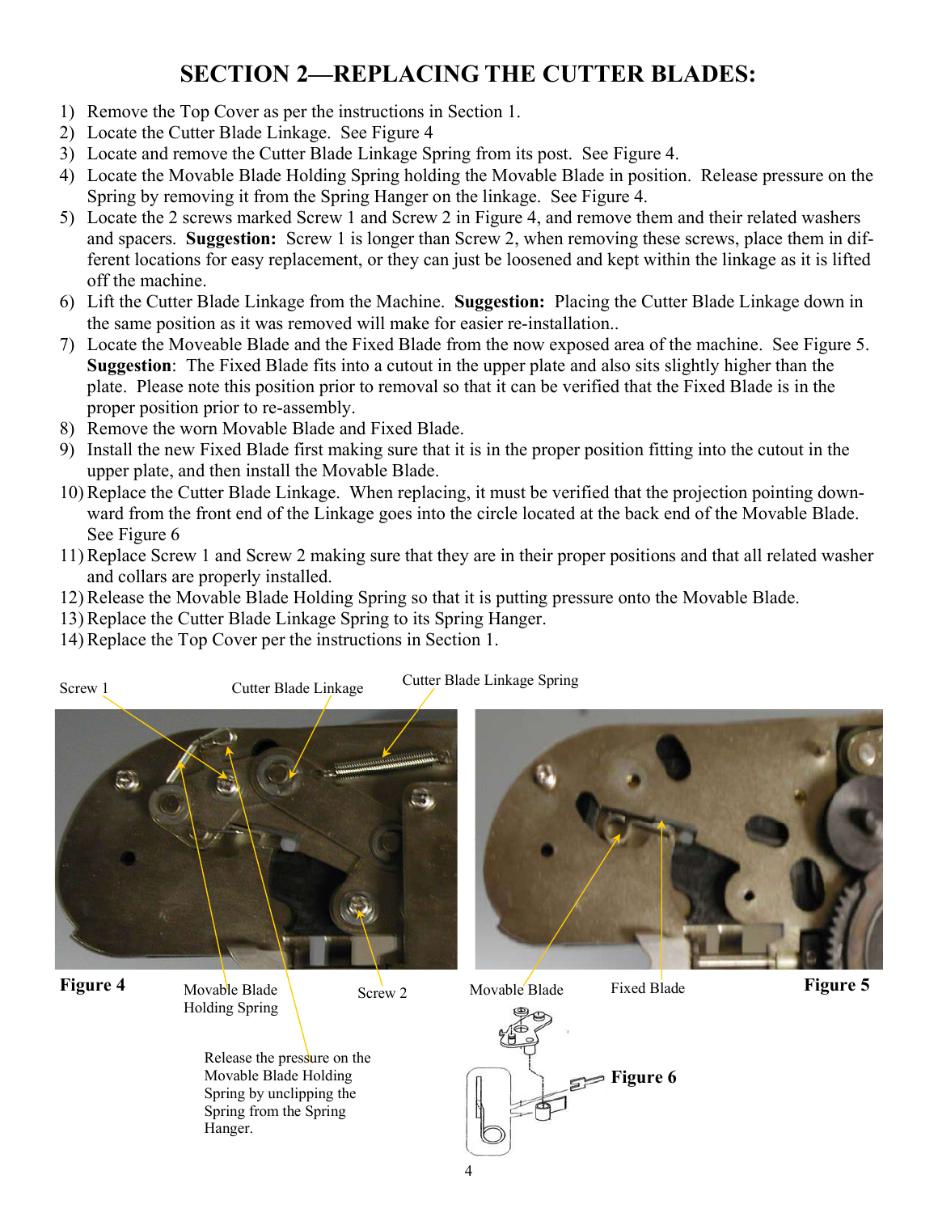# SECTION 2—REPLACING THE CUTTER BLADES:

1) Remove the Top Cover as per the instructions in Section 1.
2) Locate the Cutter Blade Linkage. See Figure 4
3) Locate and remove the Cutter Blade Linkage Spring from its post. See Figure 4.
4) Locate the Movable Blade Holding Spring holding the Movable Blade in position. Release pressure on the Spring by removing it from the Spring Hanger on the linkage. See Figure 4.
5) Locate the 2 screws marked Screw 1 and Screw 2 in Figure 4, and remove them and their related washers and spacers. **Suggestion:** Screw 1 is longer than Screw 2, when removing these screws, place them in different locations for easy replacement, or they can just be loosened and kept within the linkage as it is lifted off the machine.
6) Lift the Cutter Blade Linkage from the Machine. **Suggestion:** Placing the Cutter Blade Linkage down in the same position as it was removed will make for easier re-installation..
7) Locate the Moveable Blade and the Fixed Blade from the now exposed area of the machine. See Figure 5. **Suggestion**: The Fixed Blade fits into a cutout in the upper plate and also sits slightly higher than the plate. Please note this position prior to removal so that it can be verified that the Fixed Blade is in the proper position prior to re-assembly.
8) Remove the worn Movable Blade and Fixed Blade.
9) Install the new Fixed Blade first making sure that it is in the proper position fitting into the cutout in the upper plate, and then install the Movable Blade.
10) Replace the Cutter Blade Linkage. When replacing, it must be verified that the projection pointing downward from the front end of the Linkage goes into the circle located at the back end of the Movable Blade. See Figure 6
11) Replace Screw 1 and Screw 2 making sure that they are in their proper positions and that all related washer and collars are properly installed.
12) Release the Movable Blade Holding Spring so that it is putting pressure onto the Movable Blade.
13) Replace the Cutter Blade Linkage Spring to its Spring Hanger.
14) Replace the Top Cover per the instructions in Section 1.

Screw 1 — Cutter Blade Linkage — Cutter Blade Linkage Spring — Movable Blade Holding Spring — Screw 2

Release the pressure on the Movable Blade Holding Spring by unclipping the Spring from the Spring Hanger.

**Figure 4**

Movable Blade — Fixed Blade

**Figure 5**

**Figure 6**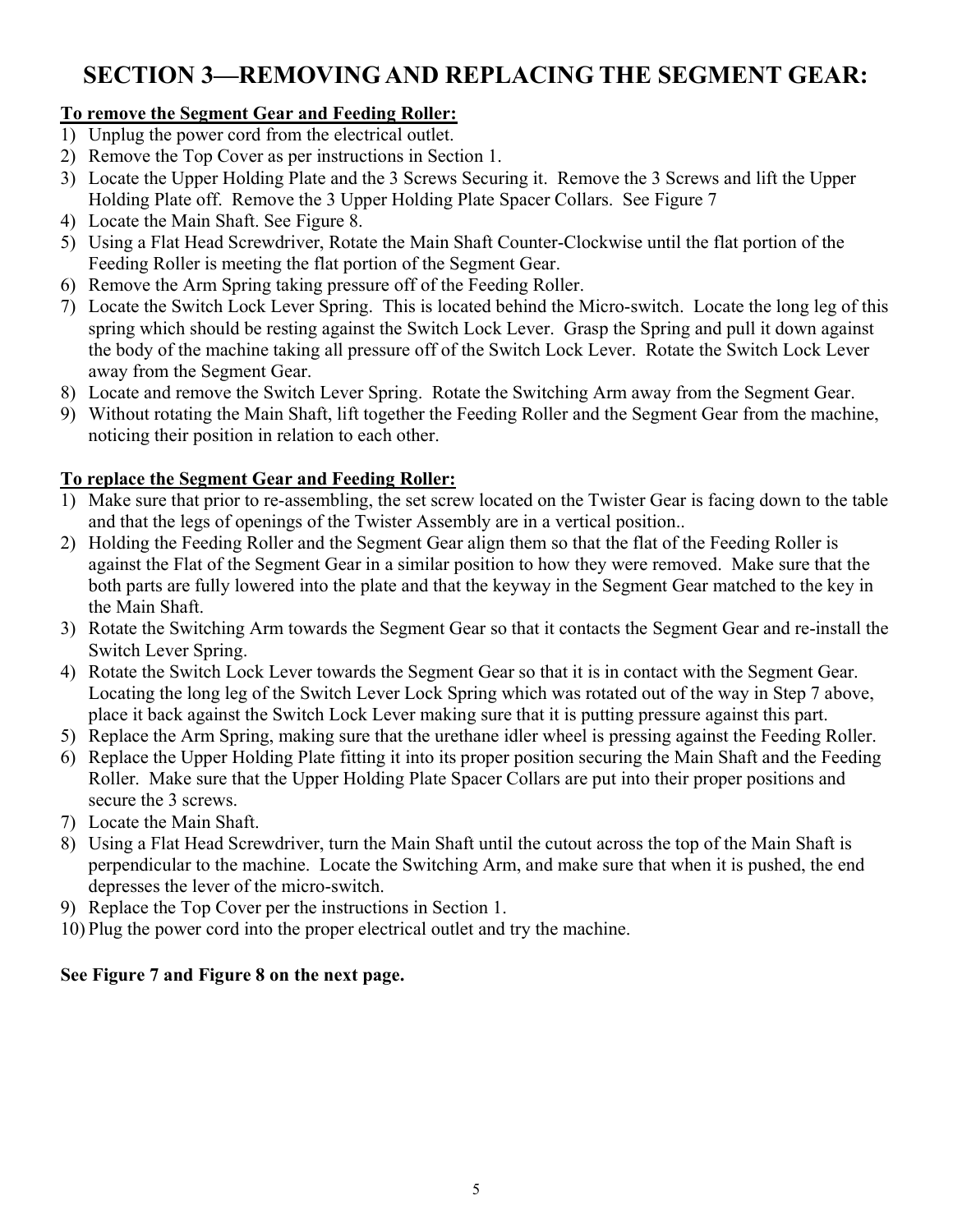# SECTION 3—REMOVING AND REPLACING THE SEGMENT GEAR:

**To remove the Segment Gear and Feeding Roller:**

1) Unplug the power cord from the electrical outlet.
2) Remove the Top Cover as per instructions in Section 1.
3) Locate the Upper Holding Plate and the 3 Screws Securing it. Remove the 3 Screws and lift the Upper Holding Plate off. Remove the 3 Upper Holding Plate Spacer Collars. See Figure 7
4) Locate the Main Shaft. See Figure 8.
5) Using a Flat Head Screwdriver, Rotate the Main Shaft Counter-Clockwise until the flat portion of the Feeding Roller is meeting the flat portion of the Segment Gear.
6) Remove the Arm Spring taking pressure off of the Feeding Roller.
7) Locate the Switch Lock Lever Spring. This is located behind the Micro-switch. Locate the long leg of this spring which should be resting against the Switch Lock Lever. Grasp the Spring and pull it down against the body of the machine taking all pressure off of the Switch Lock Lever. Rotate the Switch Lock Lever away from the Segment Gear.
8) Locate and remove the Switch Lever Spring. Rotate the Switching Arm away from the Segment Gear.
9) Without rotating the Main Shaft, lift together the Feeding Roller and the Segment Gear from the machine, noticing their position in relation to each other.

**To replace the Segment Gear and Feeding Roller:**

1) Make sure that prior to re-assembling, the set screw located on the Twister Gear is facing down to the table and that the legs of openings of the Twister Assembly are in a vertical position..
2) Holding the Feeding Roller and the Segment Gear align them so that the flat of the Feeding Roller is against the Flat of the Segment Gear in a similar position to how they were removed. Make sure that the both parts are fully lowered into the plate and that the keyway in the Segment Gear matched to the key in the Main Shaft.
3) Rotate the Switching Arm towards the Segment Gear so that it contacts the Segment Gear and re-install the Switch Lever Spring.
4) Rotate the Switch Lock Lever towards the Segment Gear so that it is in contact with the Segment Gear. Locating the long leg of the Switch Lever Lock Spring which was rotated out of the way in Step 7 above, place it back against the Switch Lock Lever making sure that it is putting pressure against this part.
5) Replace the Arm Spring, making sure that the urethane idler wheel is pressing against the Feeding Roller.
6) Replace the Upper Holding Plate fitting it into its proper position securing the Main Shaft and the Feeding Roller. Make sure that the Upper Holding Plate Spacer Collars are put into their proper positions and secure the 3 screws.
7) Locate the Main Shaft.
8) Using a Flat Head Screwdriver, turn the Main Shaft until the cutout across the top of the Main Shaft is perpendicular to the machine. Locate the Switching Arm, and make sure that when it is pushed, the end depresses the lever of the micro-switch.
9) Replace the Top Cover per the instructions in Section 1.
10) Plug the power cord into the proper electrical outlet and try the machine.

**See Figure 7 and Figure 8 on the next page.**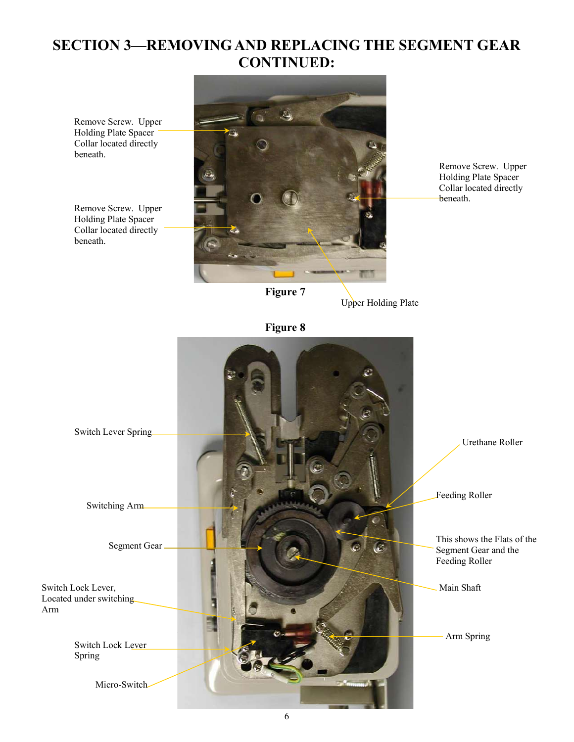# SECTION 3—REMOVING AND REPLACING THE SEGMENT GEAR CONTINUED:

Remove Screw. Upper Holding Plate Spacer Collar located directly beneath.

Remove Screw. Upper Holding Plate Spacer Collar located directly beneath.

Remove Screw. Upper Holding Plate Spacer Collar located directly beneath.

Upper Holding Plate

**Figure 7**

**Figure 8**

Switch Lever Spring

Switching Arm

Segment Gear

Switch Lock Lever, Located under switching Arm

Switch Lock Lever Spring

Micro-Switch

Urethane Roller

Feeding Roller

This shows the Flats of the Segment Gear and the Feeding Roller

Main Shaft

Arm Spring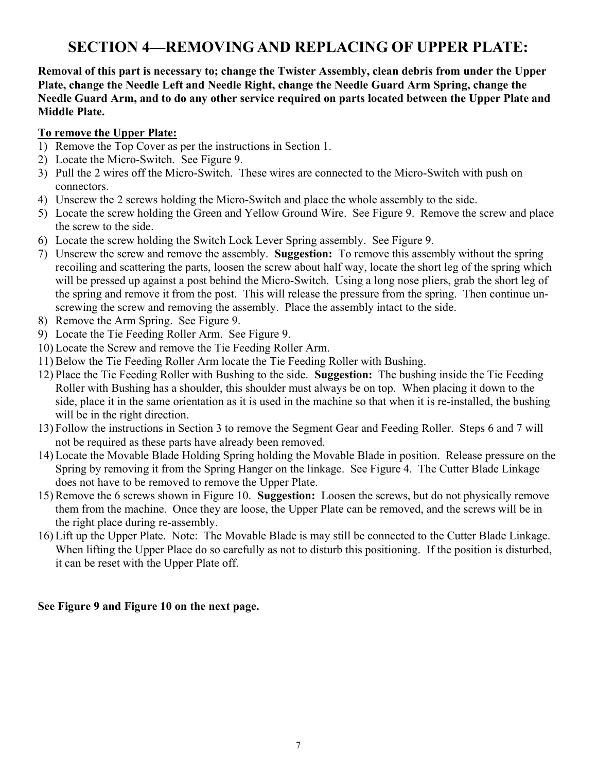# SECTION 4—REMOVING AND REPLACING OF UPPER PLATE:

**Removal of this part is necessary to; change the Twister Assembly, clean debris from under the Upper Plate, change the Needle Left and Needle Right, change the Needle Guard Arm Spring, change the Needle Guard Arm, and to do any other service required on parts located between the Upper Plate and Middle Plate.**

**<u>To remove the Upper Plate:</u>**

1) Remove the Top Cover as per the instructions in Section 1.
2) Locate the Micro-Switch. See Figure 9.
3) Pull the 2 wires off the Micro-Switch. These wires are connected to the Micro-Switch with push on connectors.
4) Unscrew the 2 screws holding the Micro-Switch and place the whole assembly to the side.
5) Locate the screw holding the Green and Yellow Ground Wire. See Figure 9. Remove the screw and place the screw to the side.
6) Locate the screw holding the Switch Lock Lever Spring assembly. See Figure 9.
7) Unscrew the screw and remove the assembly. **Suggestion:** To remove this assembly without the spring recoiling and scattering the parts, loosen the screw about half way, locate the short leg of the spring which will be pressed up against a post behind the Micro-Switch. Using a long nose pliers, grab the short leg of the spring and remove it from the post. This will release the pressure from the spring. Then continue un-screwing the screw and removing the assembly. Place the assembly intact to the side.
8) Remove the Arm Spring. See Figure 9.
9) Locate the Tie Feeding Roller Arm. See Figure 9.
10) Locate the Screw and remove the Tie Feeding Roller Arm.
11) Below the Tie Feeding Roller Arm locate the Tie Feeding Roller with Bushing.
12) Place the Tie Feeding Roller with Bushing to the side. **Suggestion:** The bushing inside the Tie Feeding Roller with Bushing has a shoulder, this shoulder must always be on top. When placing it down to the side, place it in the same orientation as it is used in the machine so that when it is re-installed, the bushing will be in the right direction.
13) Follow the instructions in Section 3 to remove the Segment Gear and Feeding Roller. Steps 6 and 7 will not be required as these parts have already been removed.
14) Locate the Movable Blade Holding Spring holding the Movable Blade in position. Release pressure on the Spring by removing it from the Spring Hanger on the linkage. See Figure 4. The Cutter Blade Linkage does not have to be removed to remove the Upper Plate.
15) Remove the 6 screws shown in Figure 10. **Suggestion:** Loosen the screws, but do not physically remove them from the machine. Once they are loose, the Upper Plate can be removed, and the screws will be in the right place during re-assembly.
16) Lift up the Upper Plate. Note: The Movable Blade is may still be connected to the Cutter Blade Linkage. When lifting the Upper Place do so carefully as not to disturb this positioning. If the position is disturbed, it can be reset with the Upper Plate off.

**See Figure 9 and Figure 10 on the next page.**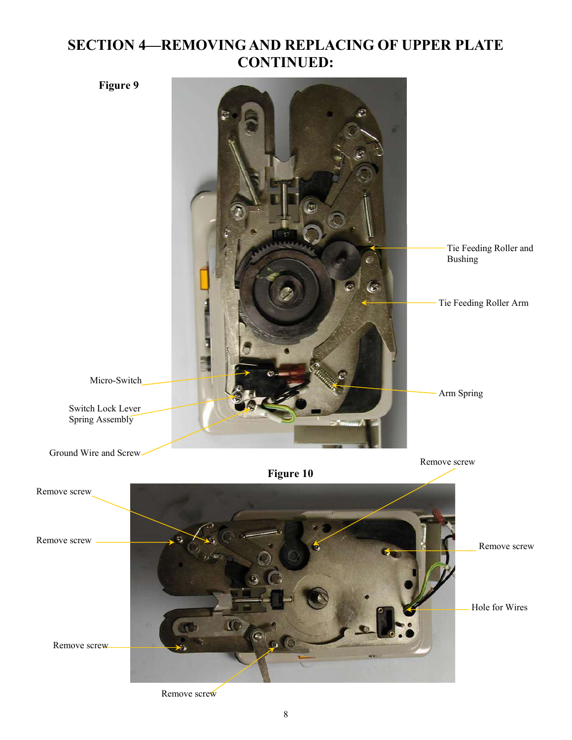# SECTION 4—REMOVING AND REPLACING OF UPPER PLATE CONTINUED:

**Figure 9**

Tie Feeding Roller and Bushing

Tie Feeding Roller Arm

Micro-Switch

Arm Spring

Switch Lock Lever Spring Assembly

Ground Wire and Screw

**Figure 10**

Remove screw

Remove screw

Remove screw

Remove screw

Hole for Wires

Remove screw

Remove screw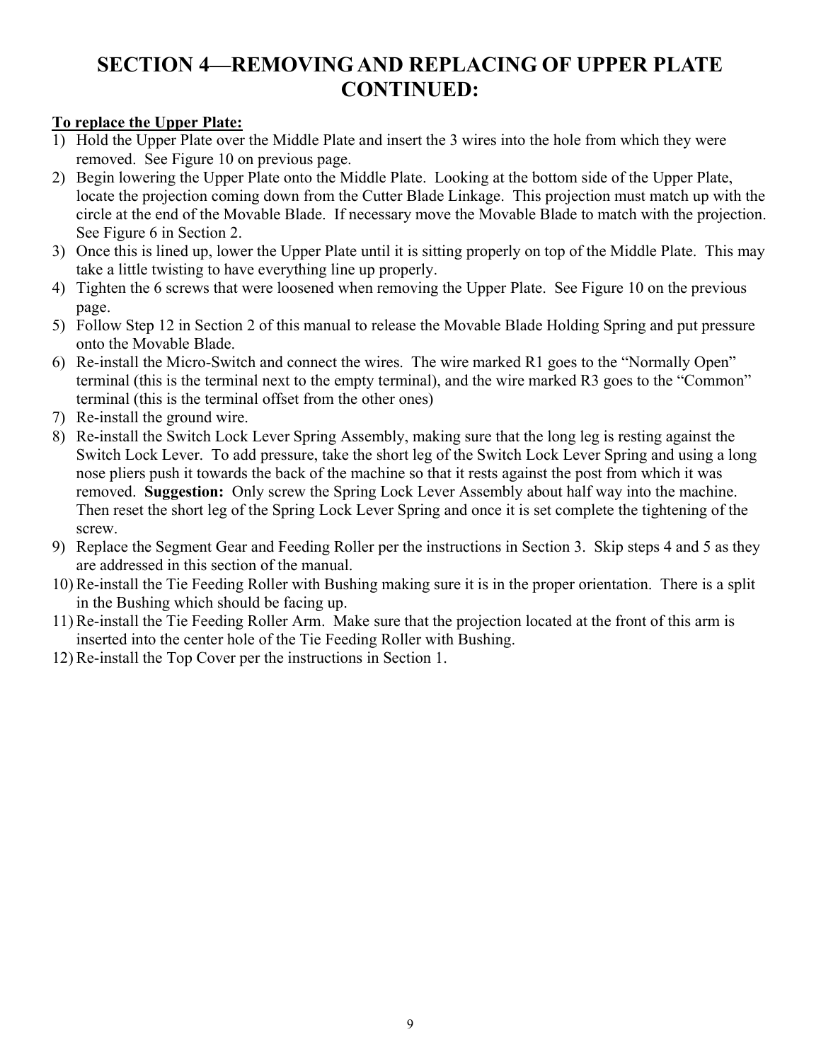# SECTION 4—REMOVING AND REPLACING OF UPPER PLATE CONTINUED:

<u>**To replace the Upper Plate:**</u>

1) Hold the Upper Plate over the Middle Plate and insert the 3 wires into the hole from which they were removed. See Figure 10 on previous page.
2) Begin lowering the Upper Plate onto the Middle Plate. Looking at the bottom side of the Upper Plate, locate the projection coming down from the Cutter Blade Linkage. This projection must match up with the circle at the end of the Movable Blade. If necessary move the Movable Blade to match with the projection. See Figure 6 in Section 2.
3) Once this is lined up, lower the Upper Plate until it is sitting properly on top of the Middle Plate. This may take a little twisting to have everything line up properly.
4) Tighten the 6 screws that were loosened when removing the Upper Plate. See Figure 10 on the previous page.
5) Follow Step 12 in Section 2 of this manual to release the Movable Blade Holding Spring and put pressure onto the Movable Blade.
6) Re-install the Micro-Switch and connect the wires. The wire marked R1 goes to the "Normally Open" terminal (this is the terminal next to the empty terminal), and the wire marked R3 goes to the "Common" terminal (this is the terminal offset from the other ones)
7) Re-install the ground wire.
8) Re-install the Switch Lock Lever Spring Assembly, making sure that the long leg is resting against the Switch Lock Lever. To add pressure, take the short leg of the Switch Lock Lever Spring and using a long nose pliers push it towards the back of the machine so that it rests against the post from which it was removed. **Suggestion:** Only screw the Spring Lock Lever Assembly about half way into the machine. Then reset the short leg of the Spring Lock Lever Spring and once it is set complete the tightening of the screw.
9) Replace the Segment Gear and Feeding Roller per the instructions in Section 3. Skip steps 4 and 5 as they are addressed in this section of the manual.
10) Re-install the Tie Feeding Roller with Bushing making sure it is in the proper orientation. There is a split in the Bushing which should be facing up.
11) Re-install the Tie Feeding Roller Arm. Make sure that the projection located at the front of this arm is inserted into the center hole of the Tie Feeding Roller with Bushing.
12) Re-install the Top Cover per the instructions in Section 1.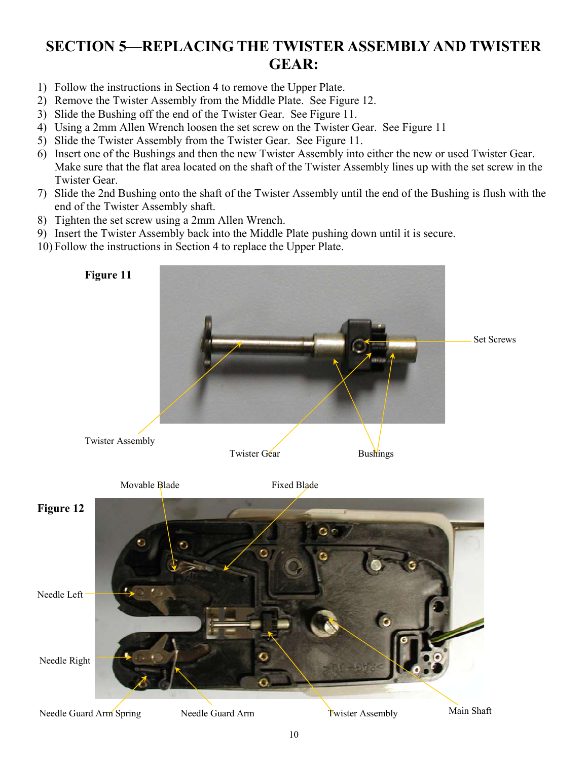# SECTION 5—REPLACING THE TWISTER ASSEMBLY AND TWISTER GEAR:

1) Follow the instructions in Section 4 to remove the Upper Plate.
2) Remove the Twister Assembly from the Middle Plate. See Figure 12.
3) Slide the Bushing off the end of the Twister Gear. See Figure 11.
4) Using a 2mm Allen Wrench loosen the set screw on the Twister Gear. See Figure 11
5) Slide the Twister Assembly from the Twister Gear. See Figure 11.
6) Insert one of the Bushings and then the new Twister Assembly into either the new or used Twister Gear. Make sure that the flat area located on the shaft of the Twister Assembly lines up with the set screw in the Twister Gear.
7) Slide the 2nd Bushing onto the shaft of the Twister Assembly until the end of the Bushing is flush with the end of the Twister Assembly shaft.
8) Tighten the set screw using a 2mm Allen Wrench.
9) Insert the Twister Assembly back into the Middle Plate pushing down until it is secure.
10) Follow the instructions in Section 4 to replace the Upper Plate.

**Figure 11**

Set Screws

Twister Assembly

Twister Gear

Bushings

**Figure 12**

Movable Blade

Fixed Blade

Needle Left

Needle Right

Needle Guard Arm Spring

Needle Guard Arm

Twister Assembly

Main Shaft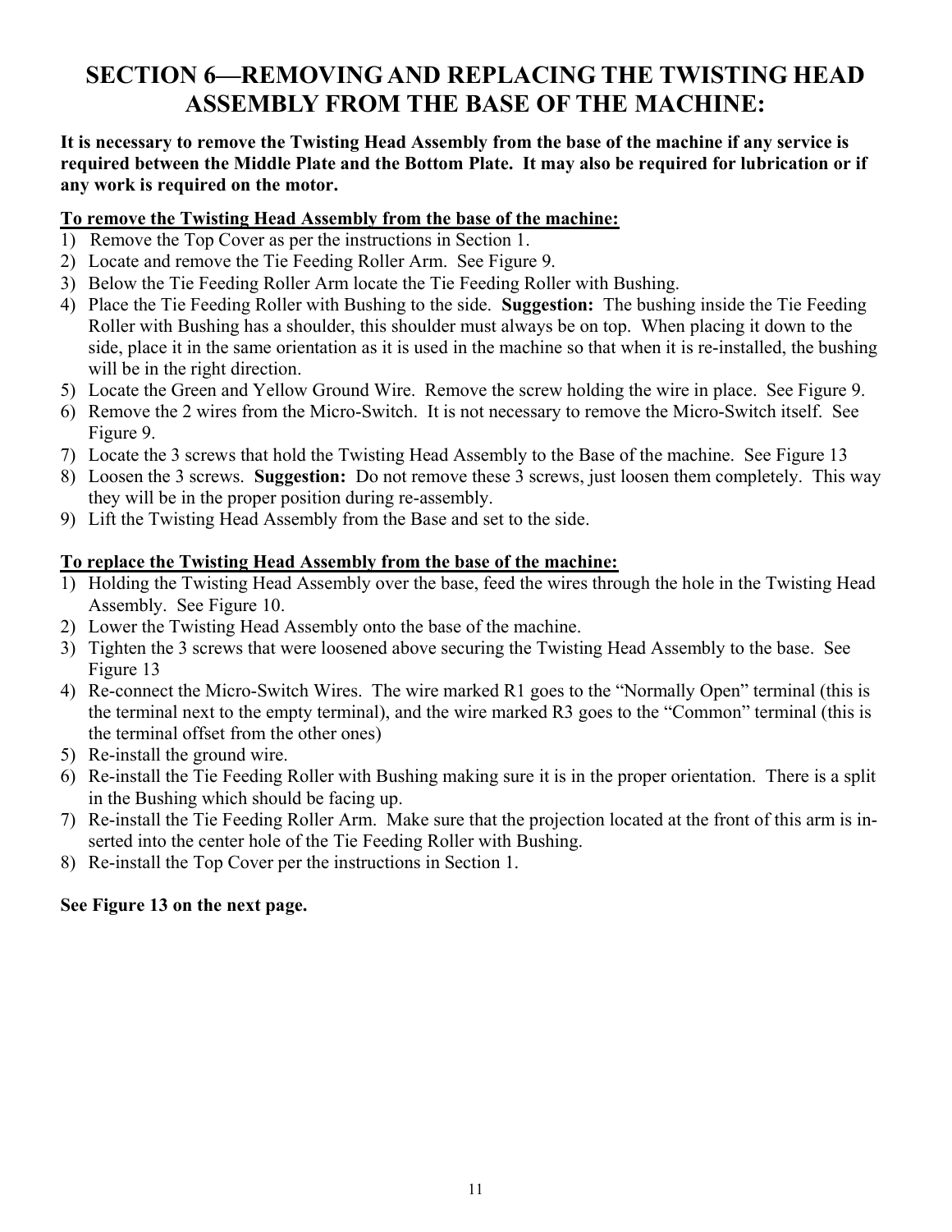# SECTION 6—REMOVING AND REPLACING THE TWISTING HEAD ASSEMBLY FROM THE BASE OF THE MACHINE:

**It is necessary to remove the Twisting Head Assembly from the base of the machine if any service is required between the Middle Plate and the Bottom Plate. It may also be required for lubrication or if any work is required on the motor.**

**To remove the Twisting Head Assembly from the base of the machine:**

1) Remove the Top Cover as per the instructions in Section 1.
2) Locate and remove the Tie Feeding Roller Arm. See Figure 9.
3) Below the Tie Feeding Roller Arm locate the Tie Feeding Roller with Bushing.
4) Place the Tie Feeding Roller with Bushing to the side. **Suggestion:** The bushing inside the Tie Feeding Roller with Bushing has a shoulder, this shoulder must always be on top. When placing it down to the side, place it in the same orientation as it is used in the machine so that when it is re-installed, the bushing will be in the right direction.
5) Locate the Green and Yellow Ground Wire. Remove the screw holding the wire in place. See Figure 9.
6) Remove the 2 wires from the Micro-Switch. It is not necessary to remove the Micro-Switch itself. See Figure 9.
7) Locate the 3 screws that hold the Twisting Head Assembly to the Base of the machine. See Figure 13
8) Loosen the 3 screws. **Suggestion:** Do not remove these 3 screws, just loosen them completely. This way they will be in the proper position during re-assembly.
9) Lift the Twisting Head Assembly from the Base and set to the side.

**To replace the Twisting Head Assembly from the base of the machine:**

1) Holding the Twisting Head Assembly over the base, feed the wires through the hole in the Twisting Head Assembly. See Figure 10.
2) Lower the Twisting Head Assembly onto the base of the machine.
3) Tighten the 3 screws that were loosened above securing the Twisting Head Assembly to the base. See Figure 13
4) Re-connect the Micro-Switch Wires. The wire marked R1 goes to the "Normally Open" terminal (this is the terminal next to the empty terminal), and the wire marked R3 goes to the "Common" terminal (this is the terminal offset from the other ones)
5) Re-install the ground wire.
6) Re-install the Tie Feeding Roller with Bushing making sure it is in the proper orientation. There is a split in the Bushing which should be facing up.
7) Re-install the Tie Feeding Roller Arm. Make sure that the projection located at the front of this arm is inserted into the center hole of the Tie Feeding Roller with Bushing.
8) Re-install the Top Cover per the instructions in Section 1.

**See Figure 13 on the next page.**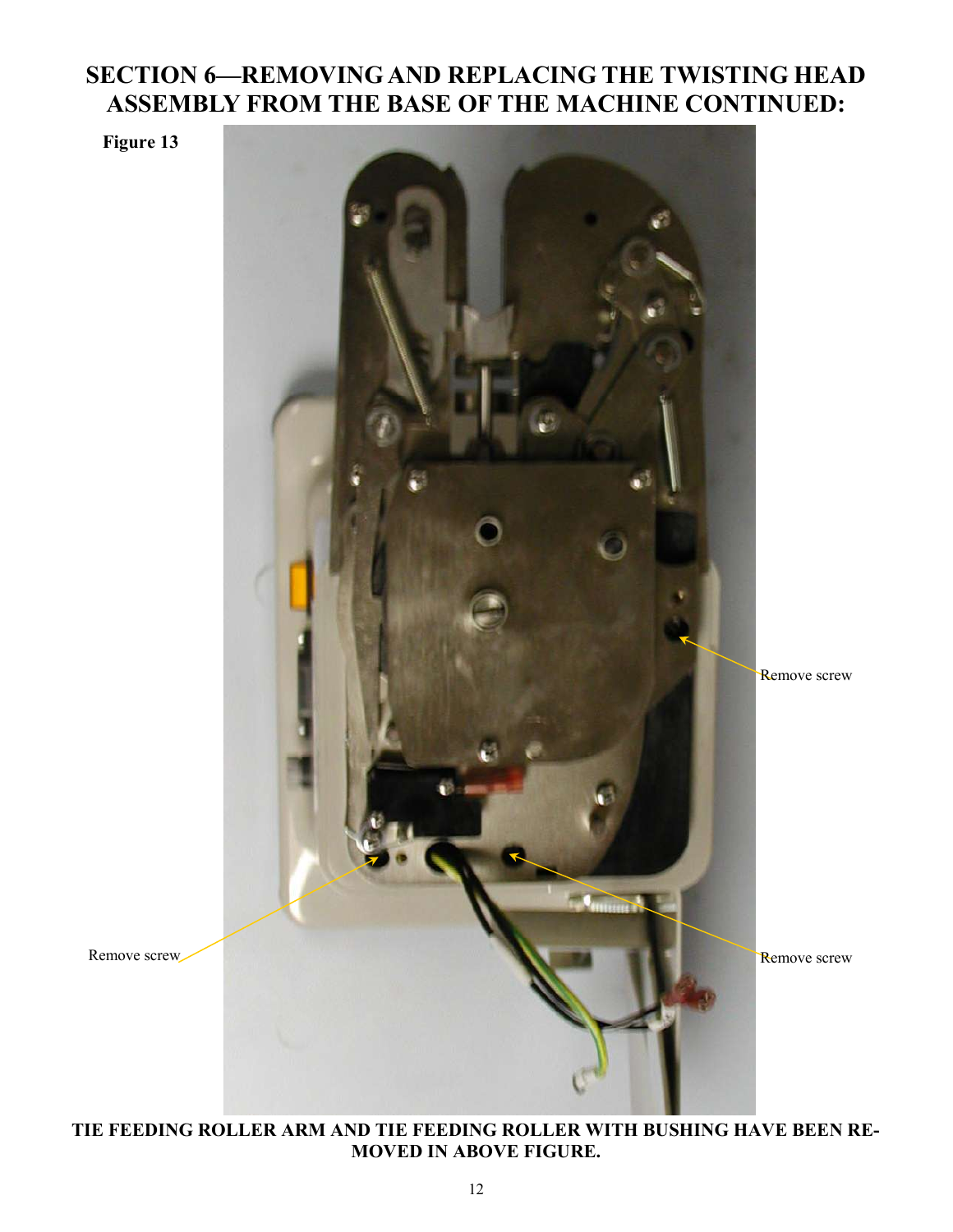# SECTION 6—REMOVING AND REPLACING THE TWISTING HEAD ASSEMBLY FROM THE BASE OF THE MACHINE CONTINUED:

**Figure 13**

Remove screw

Remove screw

Remove screw

**TIE FEEDING ROLLER ARM AND TIE FEEDING ROLLER WITH BUSHING HAVE BEEN REMOVED IN ABOVE FIGURE.**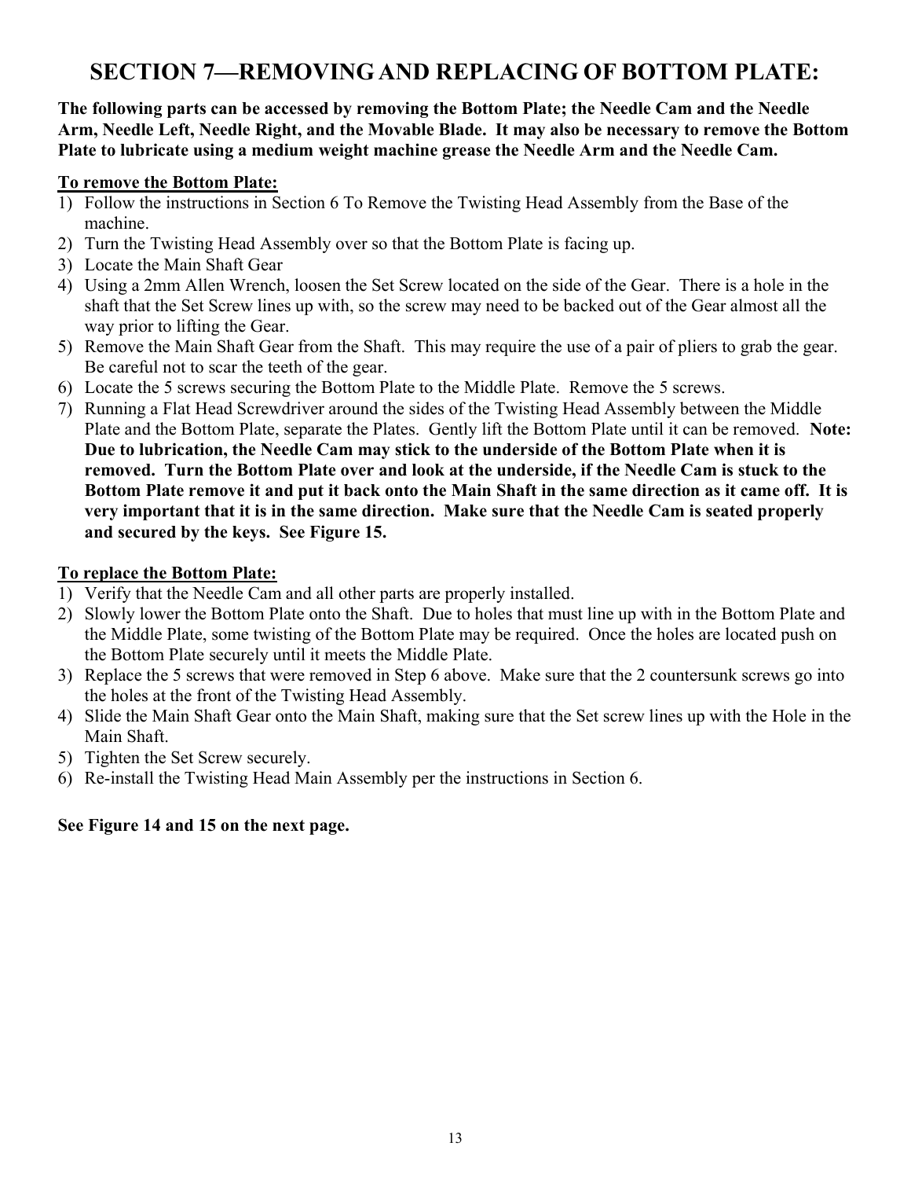# SECTION 7—REMOVING AND REPLACING OF BOTTOM PLATE:

**The following parts can be accessed by removing the Bottom Plate; the Needle Cam and the Needle Arm, Needle Left, Needle Right, and the Movable Blade. It may also be necessary to remove the Bottom Plate to lubricate using a medium weight machine grease the Needle Arm and the Needle Cam.**

**<u>To remove the Bottom Plate:</u>**

1) Follow the instructions in Section 6 To Remove the Twisting Head Assembly from the Base of the machine.
2) Turn the Twisting Head Assembly over so that the Bottom Plate is facing up.
3) Locate the Main Shaft Gear
4) Using a 2mm Allen Wrench, loosen the Set Screw located on the side of the Gear. There is a hole in the shaft that the Set Screw lines up with, so the screw may need to be backed out of the Gear almost all the way prior to lifting the Gear.
5) Remove the Main Shaft Gear from the Shaft. This may require the use of a pair of pliers to grab the gear. Be careful not to scar the teeth of the gear.
6) Locate the 5 screws securing the Bottom Plate to the Middle Plate. Remove the 5 screws.
7) Running a Flat Head Screwdriver around the sides of the Twisting Head Assembly between the Middle Plate and the Bottom Plate, separate the Plates. Gently lift the Bottom Plate until it can be removed. **Note: Due to lubrication, the Needle Cam may stick to the underside of the Bottom Plate when it is removed. Turn the Bottom Plate over and look at the underside, if the Needle Cam is stuck to the Bottom Plate remove it and put it back onto the Main Shaft in the same direction as it came off. It is very important that it is in the same direction. Make sure that the Needle Cam is seated properly and secured by the keys. See Figure 15.**

**<u>To replace the Bottom Plate:</u>**

1) Verify that the Needle Cam and all other parts are properly installed.
2) Slowly lower the Bottom Plate onto the Shaft. Due to holes that must line up with in the Bottom Plate and the Middle Plate, some twisting of the Bottom Plate may be required. Once the holes are located push on the Bottom Plate securely until it meets the Middle Plate.
3) Replace the 5 screws that were removed in Step 6 above. Make sure that the 2 countersunk screws go into the holes at the front of the Twisting Head Assembly.
4) Slide the Main Shaft Gear onto the Main Shaft, making sure that the Set screw lines up with the Hole in the Main Shaft.
5) Tighten the Set Screw securely.
6) Re-install the Twisting Head Main Assembly per the instructions in Section 6.

**See Figure 14 and 15 on the next page.**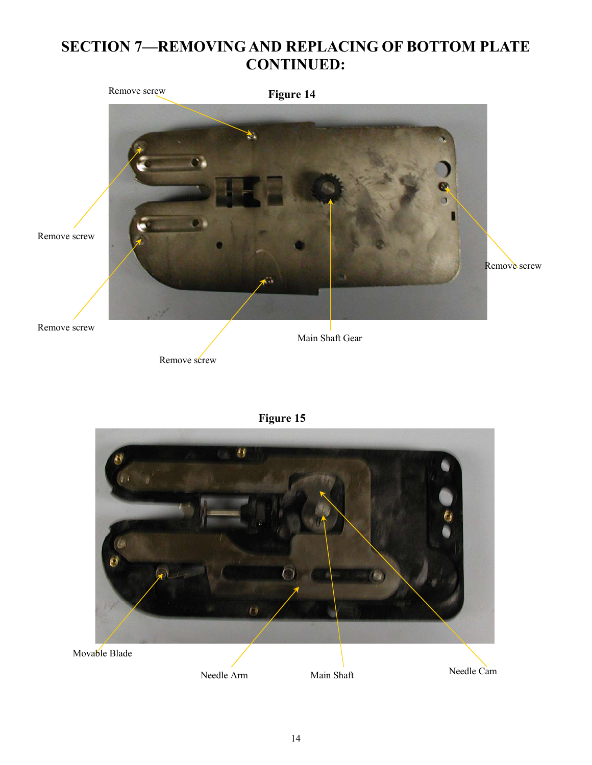# SECTION 7—REMOVING AND REPLACING OF BOTTOM PLATE CONTINUED:

**Figure 14**

Remove screw

Remove screw

Remove screw

Remove screw

Remove screw

Main Shaft Gear

**Figure 15**

Movable Blade

Needle Arm

Main Shaft

Needle Cam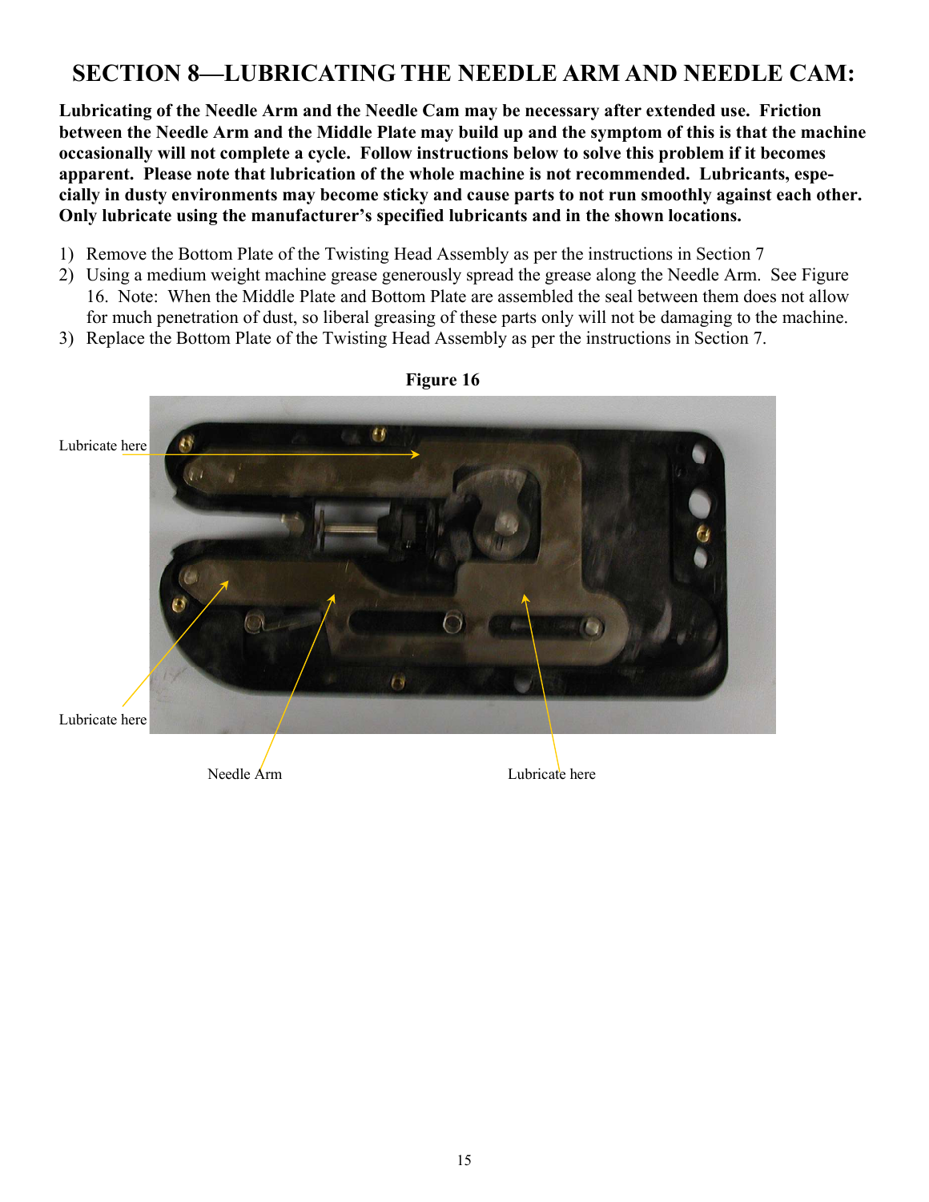# SECTION 8—LUBRICATING THE NEEDLE ARM AND NEEDLE CAM:

**Lubricating of the Needle Arm and the Needle Cam may be necessary after extended use. Friction between the Needle Arm and the Middle Plate may build up and the symptom of this is that the machine occasionally will not complete a cycle. Follow instructions below to solve this problem if it becomes apparent. Please note that lubrication of the whole machine is not recommended. Lubricants, especially in dusty environments may become sticky and cause parts to not run smoothly against each other. Only lubricate using the manufacturer's specified lubricants and in the shown locations.**

1) Remove the Bottom Plate of the Twisting Head Assembly as per the instructions in Section 7
2) Using a medium weight machine grease generously spread the grease along the Needle Arm. See Figure 16. Note: When the Middle Plate and Bottom Plate are assembled the seal between them does not allow for much penetration of dust, so liberal greasing of these parts only will not be damaging to the machine.
3) Replace the Bottom Plate of the Twisting Head Assembly as per the instructions in Section 7.

**Figure 16**

Lubricate here

Lubricate here

Needle Arm

Lubricate here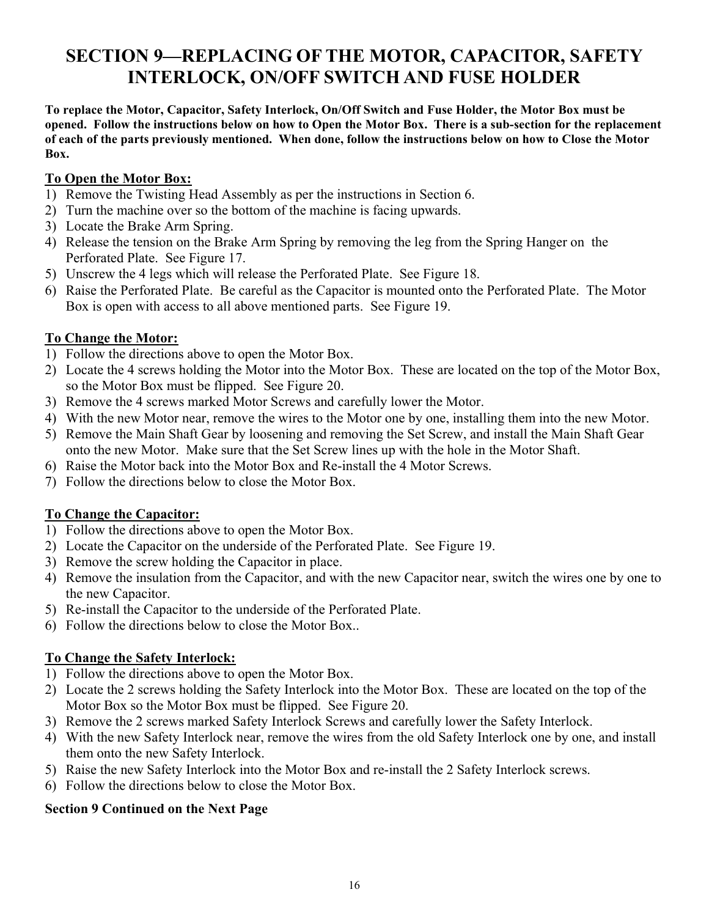# SECTION 9—REPLACING OF THE MOTOR, CAPACITOR, SAFETY INTERLOCK, ON/OFF SWITCH AND FUSE HOLDER

**To replace the Motor, Capacitor, Safety Interlock, On/Off Switch and Fuse Holder, the Motor Box must be opened. Follow the instructions below on how to Open the Motor Box. There is a sub-section for the replacement of each of the parts previously mentioned. When done, follow the instructions below on how to Close the Motor Box.**

**To Open the Motor Box:**

1) Remove the Twisting Head Assembly as per the instructions in Section 6.
2) Turn the machine over so the bottom of the machine is facing upwards.
3) Locate the Brake Arm Spring.
4) Release the tension on the Brake Arm Spring by removing the leg from the Spring Hanger on the Perforated Plate. See Figure 17.
5) Unscrew the 4 legs which will release the Perforated Plate. See Figure 18.
6) Raise the Perforated Plate. Be careful as the Capacitor is mounted onto the Perforated Plate. The Motor Box is open with access to all above mentioned parts. See Figure 19.

**To Change the Motor:**

1) Follow the directions above to open the Motor Box.
2) Locate the 4 screws holding the Motor into the Motor Box. These are located on the top of the Motor Box, so the Motor Box must be flipped. See Figure 20.
3) Remove the 4 screws marked Motor Screws and carefully lower the Motor.
4) With the new Motor near, remove the wires to the Motor one by one, installing them into the new Motor.
5) Remove the Main Shaft Gear by loosening and removing the Set Screw, and install the Main Shaft Gear onto the new Motor. Make sure that the Set Screw lines up with the hole in the Motor Shaft.
6) Raise the Motor back into the Motor Box and Re-install the 4 Motor Screws.
7) Follow the directions below to close the Motor Box.

**To Change the Capacitor:**

1) Follow the directions above to open the Motor Box.
2) Locate the Capacitor on the underside of the Perforated Plate. See Figure 19.
3) Remove the screw holding the Capacitor in place.
4) Remove the insulation from the Capacitor, and with the new Capacitor near, switch the wires one by one to the new Capacitor.
5) Re-install the Capacitor to the underside of the Perforated Plate.
6) Follow the directions below to close the Motor Box..

**To Change the Safety Interlock:**

1) Follow the directions above to open the Motor Box.
2) Locate the 2 screws holding the Safety Interlock into the Motor Box. These are located on the top of the Motor Box so the Motor Box must be flipped. See Figure 20.
3) Remove the 2 screws marked Safety Interlock Screws and carefully lower the Safety Interlock.
4) With the new Safety Interlock near, remove the wires from the old Safety Interlock one by one, and install them onto the new Safety Interlock.
5) Raise the new Safety Interlock into the Motor Box and re-install the 2 Safety Interlock screws.
6) Follow the directions below to close the Motor Box.

**Section 9 Continued on the Next Page**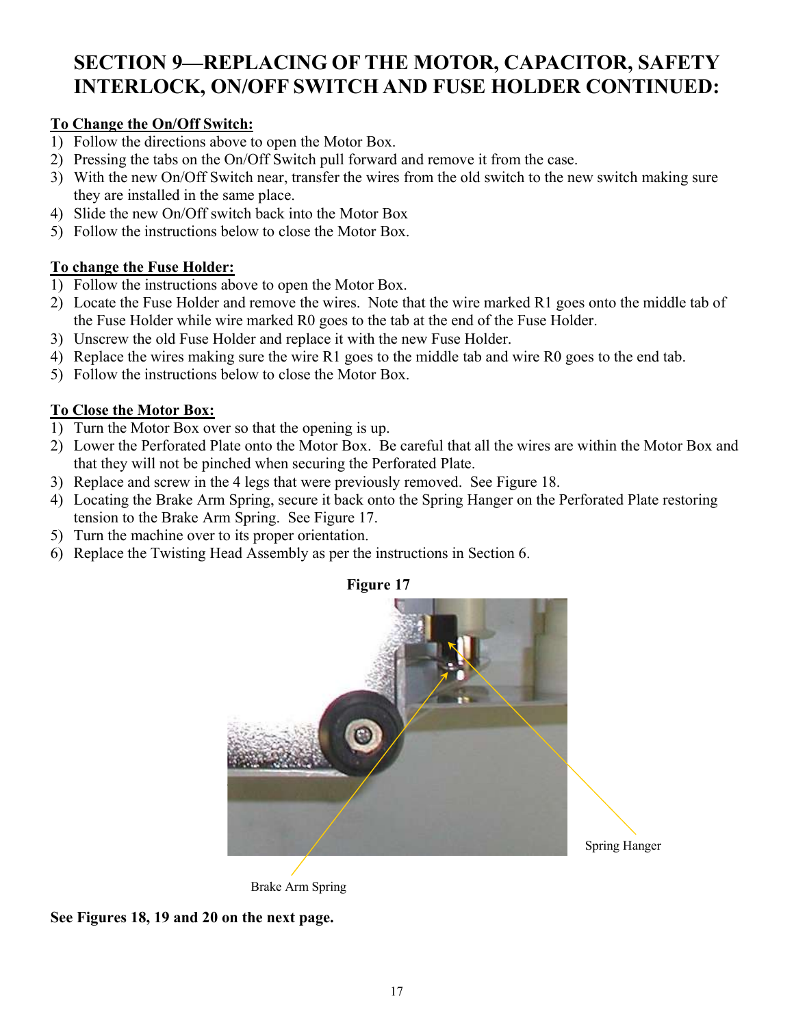# SECTION 9—REPLACING OF THE MOTOR, CAPACITOR, SAFETY INTERLOCK, ON/OFF SWITCH AND FUSE HOLDER CONTINUED:

**To Change the On/Off Switch:**

1) Follow the directions above to open the Motor Box.
2) Pressing the tabs on the On/Off Switch pull forward and remove it from the case.
3) With the new On/Off Switch near, transfer the wires from the old switch to the new switch making sure they are installed in the same place.
4) Slide the new On/Off switch back into the Motor Box
5) Follow the instructions below to close the Motor Box.

**To change the Fuse Holder:**

1) Follow the instructions above to open the Motor Box.
2) Locate the Fuse Holder and remove the wires. Note that the wire marked R1 goes onto the middle tab of the Fuse Holder while wire marked R0 goes to the tab at the end of the Fuse Holder.
3) Unscrew the old Fuse Holder and replace it with the new Fuse Holder.
4) Replace the wires making sure the wire R1 goes to the middle tab and wire R0 goes to the end tab.
5) Follow the instructions below to close the Motor Box.

**To Close the Motor Box:**

1) Turn the Motor Box over so that the opening is up.
2) Lower the Perforated Plate onto the Motor Box. Be careful that all the wires are within the Motor Box and that they will not be pinched when securing the Perforated Plate.
3) Replace and screw in the 4 legs that were previously removed. See Figure 18.
4) Locating the Brake Arm Spring, secure it back onto the Spring Hanger on the Perforated Plate restoring tension to the Brake Arm Spring. See Figure 17.
5) Turn the machine over to its proper orientation.
6) Replace the Twisting Head Assembly as per the instructions in Section 6.

**Figure 17**

Spring Hanger

Brake Arm Spring

**See Figures 18, 19 and 20 on the next page.**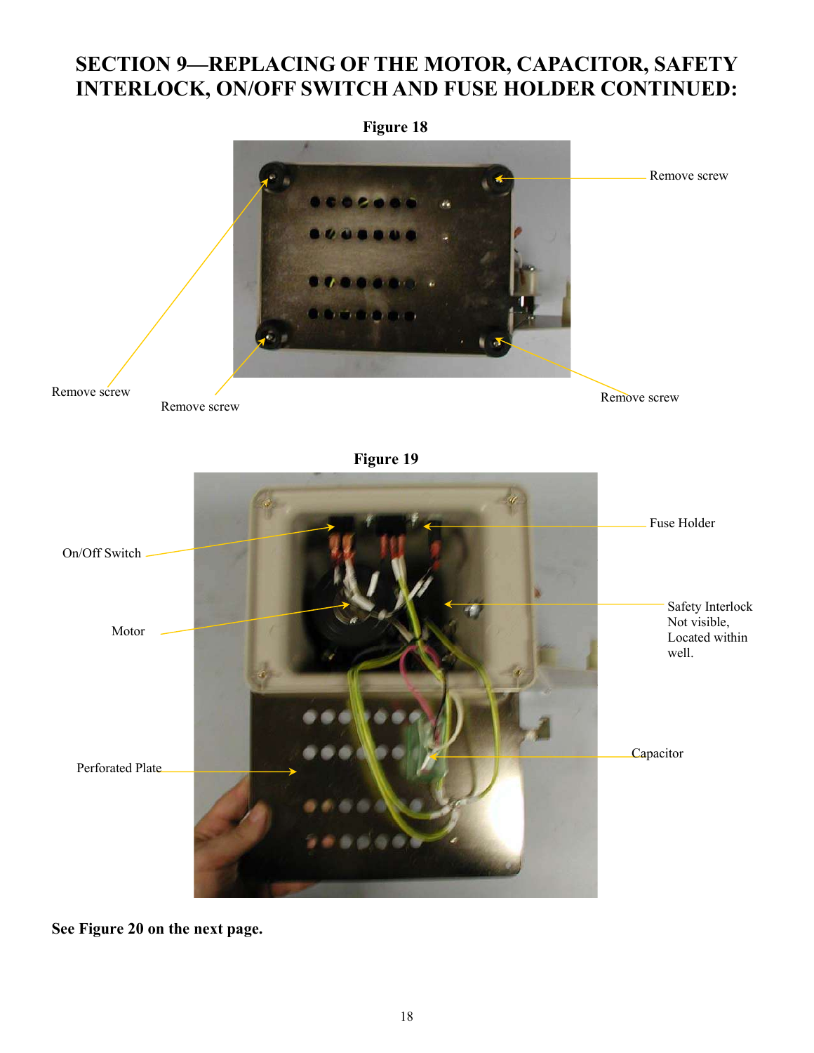# SECTION 9—REPLACING OF THE MOTOR, CAPACITOR, SAFETY INTERLOCK, ON/OFF SWITCH AND FUSE HOLDER CONTINUED:

**Figure 18**

Remove screw

Remove screw

Remove screw

Remove screw

**Figure 19**

On/Off Switch

Fuse Holder

Motor

Safety Interlock Not visible, Located within well.

Perforated Plate

Capacitor

**See Figure 20 on the next page.**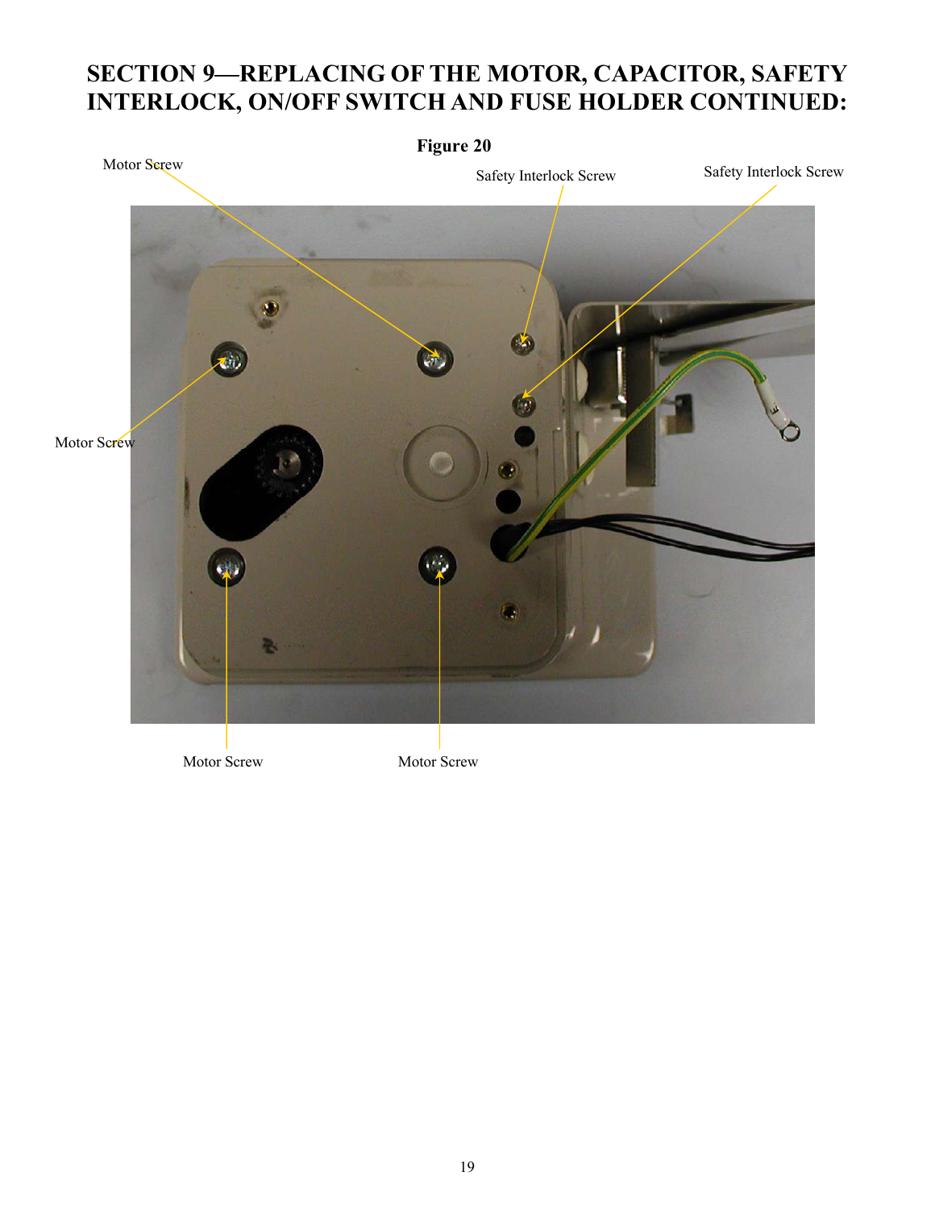# SECTION 9—REPLACING OF THE MOTOR, CAPACITOR, SAFETY INTERLOCK, ON/OFF SWITCH AND FUSE HOLDER CONTINUED:

**Figure 20**

Motor Screw

Safety Interlock Screw

Safety Interlock Screw

Motor Screw

Motor Screw

Motor Screw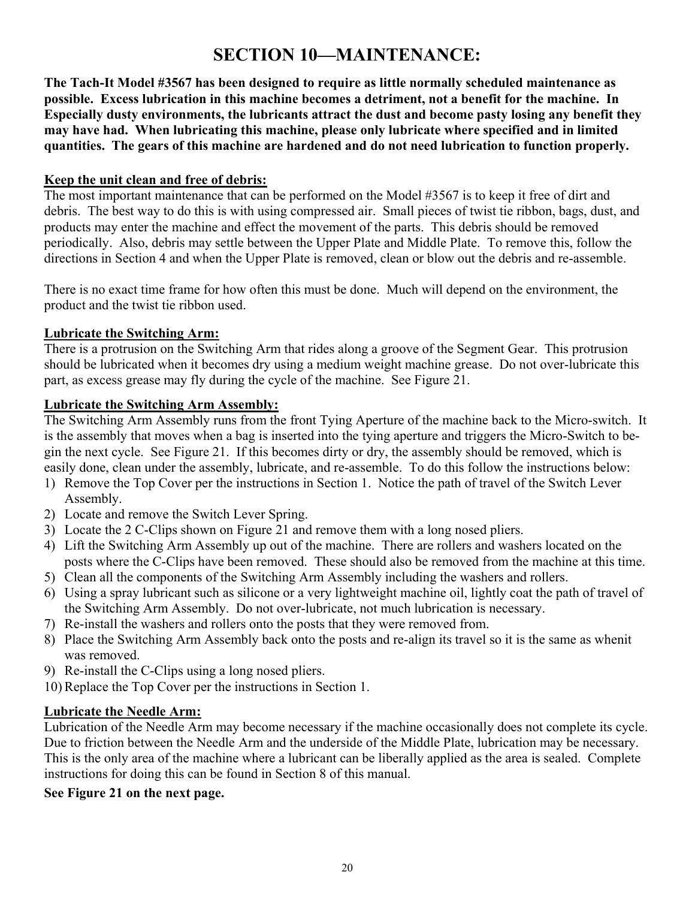# SECTION 10—MAINTENANCE:

**The Tach-It Model #3567 has been designed to require as little normally scheduled maintenance as possible. Excess lubrication in this machine becomes a detriment, not a benefit for the machine. In Especially dusty environments, the lubricants attract the dust and become pasty losing any benefit they may have had. When lubricating this machine, please only lubricate where specified and in limited quantities. The gears of this machine are hardened and do not need lubrication to function properly.**

**<u>Keep the unit clean and free of debris:</u>**

The most important maintenance that can be performed on the Model #3567 is to keep it free of dirt and debris. The best way to do this is with using compressed air. Small pieces of twist tie ribbon, bags, dust, and products may enter the machine and effect the movement of the parts. This debris should be removed periodically. Also, debris may settle between the Upper Plate and Middle Plate. To remove this, follow the directions in Section 4 and when the Upper Plate is removed, clean or blow out the debris and re-assemble.

There is no exact time frame for how often this must be done. Much will depend on the environment, the product and the twist tie ribbon used.

**<u>Lubricate the Switching Arm:</u>**

There is a protrusion on the Switching Arm that rides along a groove of the Segment Gear. This protrusion should be lubricated when it becomes dry using a medium weight machine grease. Do not over-lubricate this part, as excess grease may fly during the cycle of the machine. See Figure 21.

**<u>Lubricate the Switching Arm Assembly:</u>**

The Switching Arm Assembly runs from the front Tying Aperture of the machine back to the Micro-switch. It is the assembly that moves when a bag is inserted into the tying aperture and triggers the Micro-Switch to begin the next cycle. See Figure 21. If this becomes dirty or dry, the assembly should be removed, which is easily done, clean under the assembly, lubricate, and re-assemble. To do this follow the instructions below:

1) Remove the Top Cover per the instructions in Section 1. Notice the path of travel of the Switch Lever Assembly.
2) Locate and remove the Switch Lever Spring.
3) Locate the 2 C-Clips shown on Figure 21 and remove them with a long nosed pliers.
4) Lift the Switching Arm Assembly up out of the machine. There are rollers and washers located on the posts where the C-Clips have been removed. These should also be removed from the machine at this time.
5) Clean all the components of the Switching Arm Assembly including the washers and rollers.
6) Using a spray lubricant such as silicone or a very lightweight machine oil, lightly coat the path of travel of the Switching Arm Assembly. Do not over-lubricate, not much lubrication is necessary.
7) Re-install the washers and rollers onto the posts that they were removed from.
8) Place the Switching Arm Assembly back onto the posts and re-align its travel so it is the same as whenit was removed.
9) Re-install the C-Clips using a long nosed pliers.
10) Replace the Top Cover per the instructions in Section 1.

**<u>Lubricate the Needle Arm:</u>**

Lubrication of the Needle Arm may become necessary if the machine occasionally does not complete its cycle. Due to friction between the Needle Arm and the underside of the Middle Plate, lubrication may be necessary. This is the only area of the machine where a lubricant can be liberally applied as the area is sealed. Complete instructions for doing this can be found in Section 8 of this manual.

**See Figure 21 on the next page.**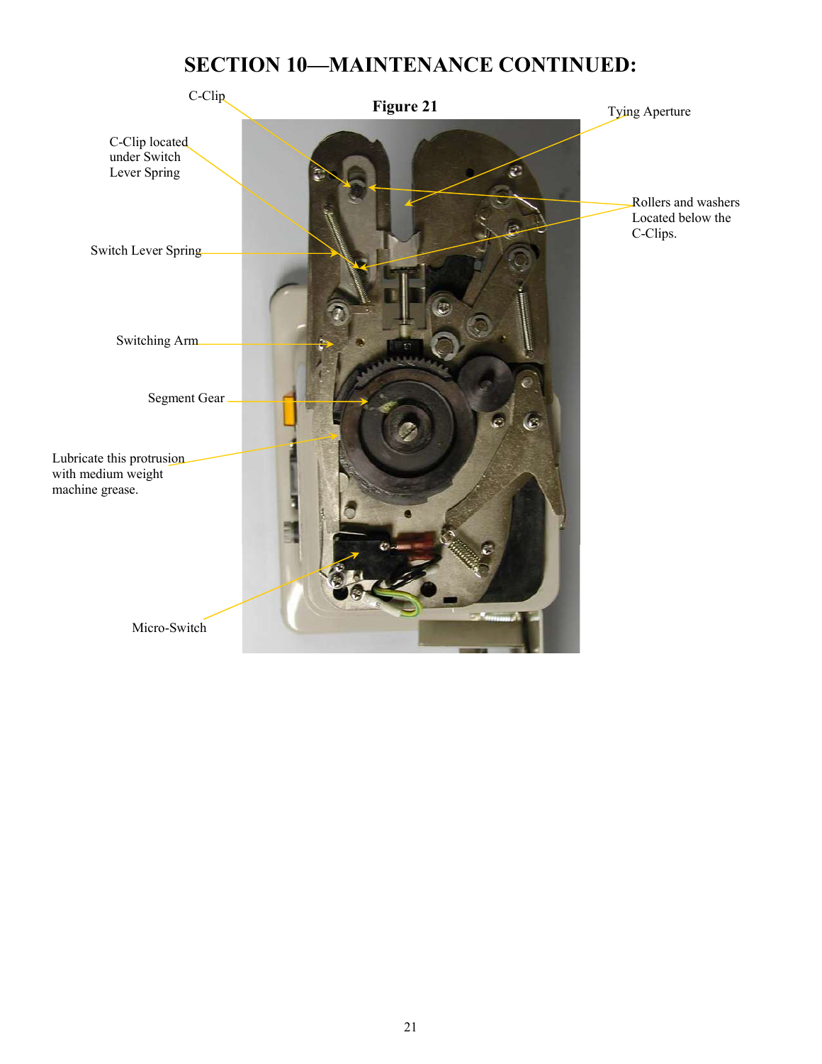# SECTION 10—MAINTENANCE CONTINUED:

Figure 21

C-Clip

C-Clip located under Switch Lever Spring

Switch Lever Spring

Switching Arm

Segment Gear

Lubricate this protrusion with medium weight machine grease.

Micro-Switch

Tying Aperture

Rollers and washers Located below the C-Clips.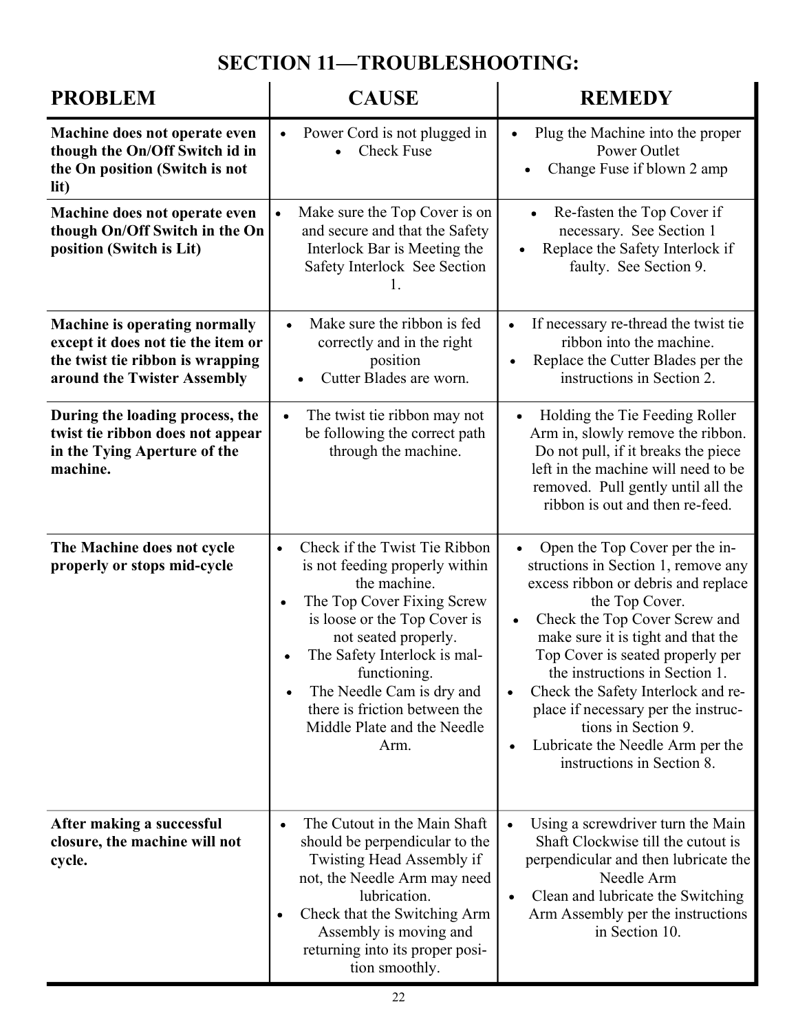# SECTION 11—TROUBLESHOOTING:

| PROBLEM | CAUSE | REMEDY |
|---|---|---|
| **Machine does not operate even though the On/Off Switch id in the On position (Switch is not lit)** | • Power Cord is not plugged in<br>• Check Fuse | • Plug the Machine into the proper Power Outlet<br>• Change Fuse if blown 2 amp |
| **Machine does not operate even though On/Off Switch in the On position (Switch is Lit)** | • Make sure the Top Cover is on and secure and that the Safety Interlock Bar is Meeting the Safety Interlock See Section 1. | • Re-fasten the Top Cover if necessary. See Section 1<br>• Replace the Safety Interlock if faulty. See Section 9. |
| **Machine is operating normally except it does not tie the item or the twist tie ribbon is wrapping around the Twister Assembly** | • Make sure the ribbon is fed correctly and in the right position<br>• Cutter Blades are worn. | • If necessary re-thread the twist tie ribbon into the machine.<br>• Replace the Cutter Blades per the instructions in Section 2. |
| **During the loading process, the twist tie ribbon does not appear in the Tying Aperture of the machine.** | • The twist tie ribbon may not be following the correct path through the machine. | • Holding the Tie Feeding Roller Arm in, slowly remove the ribbon. Do not pull, if it breaks the piece left in the machine will need to be removed. Pull gently until all the ribbon is out and then re-feed. |
| **The Machine does not cycle properly or stops mid-cycle** | • Check if the Twist Tie Ribbon is not feeding properly within the machine.<br>• The Top Cover Fixing Screw is loose or the Top Cover is not seated properly.<br>• The Safety Interlock is malfunctioning.<br>• The Needle Cam is dry and there is friction between the Middle Plate and the Needle Arm. | • Open the Top Cover per the instructions in Section 1, remove any excess ribbon or debris and replace the Top Cover.<br>• Check the Top Cover Screw and make sure it is tight and that the Top Cover is seated properly per the instructions in Section 1.<br>• Check the Safety Interlock and replace if necessary per the instructions in Section 9.<br>• Lubricate the Needle Arm per the instructions in Section 8. |
| **After making a successful closure, the machine will not cycle.** | • The Cutout in the Main Shaft should be perpendicular to the Twisting Head Assembly if not, the Needle Arm may need lubrication.<br>• Check that the Switching Arm Assembly is moving and returning into its proper position smoothly. | • Using a screwdriver turn the Main Shaft Clockwise till the cutout is perpendicular and then lubricate the Needle Arm<br>• Clean and lubricate the Switching Arm Assembly per the instructions in Section 10. |